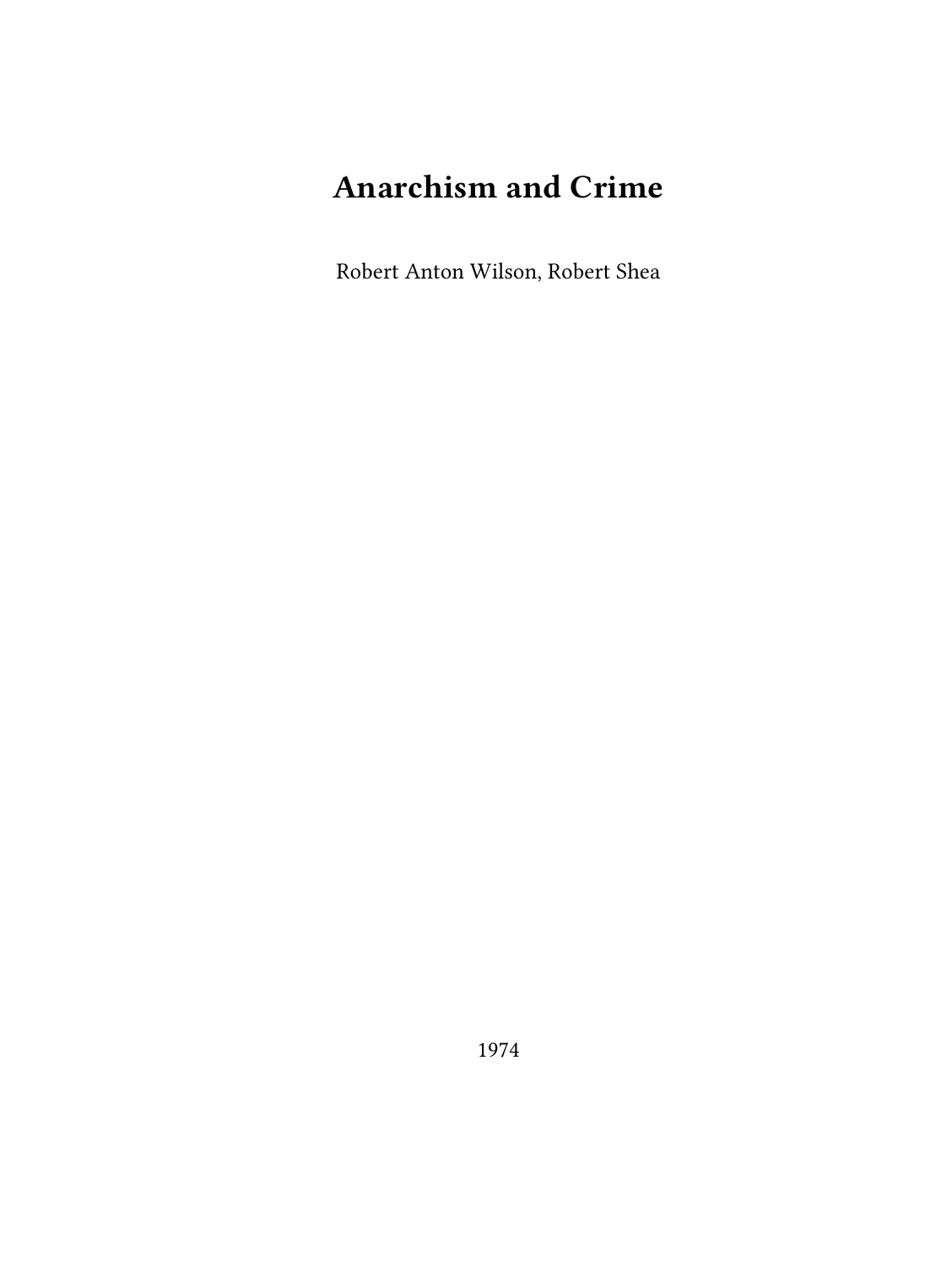# Anarchism and Crime

Robert Anton Wilson, Robert Shea

1974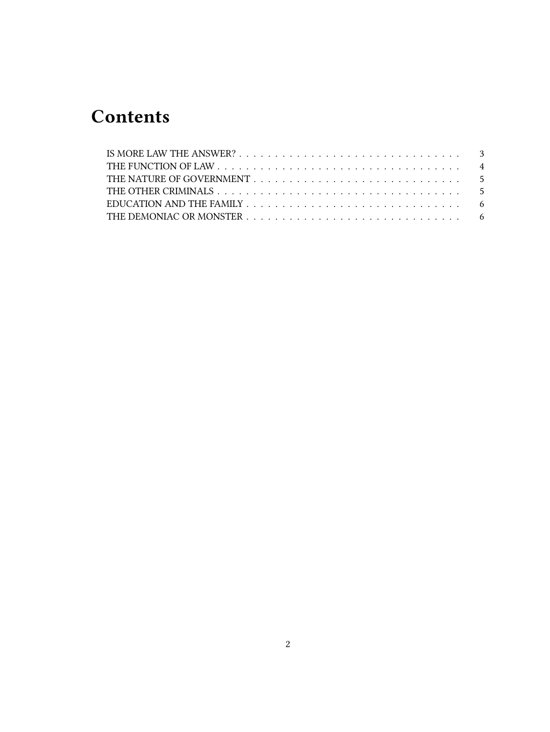# Contents

- IS MORE LAW THE ANSWER? . . . . . 3
- THE FUNCTION OF LAW . . . . . 4
- THE NATURE OF GOVERNMENT . . . . . 5
- THE OTHER CRIMINALS . . . . . 5
- EDUCATION AND THE FAMILY . . . . . 6
- THE DEMONIAC OR MONSTER . . . . . 6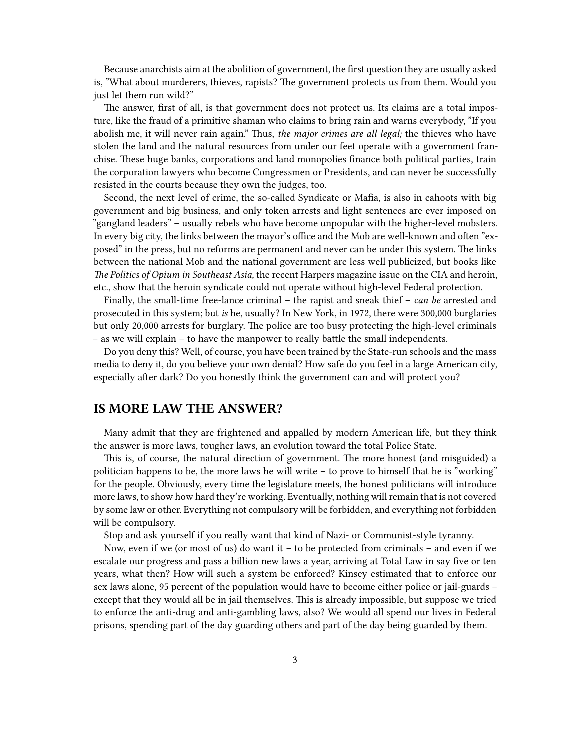Because anarchists aim at the abolition of government, the first question they are usually asked is, "What about murderers, thieves, rapists? The government protects us from them. Would you just let them run wild?"

The answer, first of all, is that government does not protect us. Its claims are a total imposture, like the fraud of a primitive shaman who claims to bring rain and warns everybody, "If you abolish me, it will never rain again." Thus, *the major crimes are all legal;* the thieves who have stolen the land and the natural resources from under our feet operate with a government franchise. These huge banks, corporations and land monopolies finance both political parties, train the corporation lawyers who become Congressmen or Presidents, and can never be successfully resisted in the courts because they own the judges, too.

Second, the next level of crime, the so-called Syndicate or Mafia, is also in cahoots with big government and big business, and only token arrests and light sentences are ever imposed on "gangland leaders" – usually rebels who have become unpopular with the higher-level mobsters. In every big city, the links between the mayor's office and the Mob are well-known and often "exposed" in the press, but no reforms are permanent and never can be under this system. The links between the national Mob and the national government are less well publicized, but books like *The Politics of Opium in Southeast Asia,* the recent Harpers magazine issue on the CIA and heroin, etc., show that the heroin syndicate could not operate without high-level Federal protection.

Finally, the small-time free-lance criminal – the rapist and sneak thief – *can be* arrested and prosecuted in this system; but *is* he, usually? In New York, in 1972, there were 300,000 burglaries but only 20,000 arrests for burglary. The police are too busy protecting the high-level criminals – as we will explain – to have the manpower to really battle the small independents.

Do you deny this? Well, of course, you have been trained by the State-run schools and the mass media to deny it, do you believe your own denial? How safe do you feel in a large American city, especially after dark? Do you honestly think the government can and will protect you?

## IS MORE LAW THE ANSWER?

Many admit that they are frightened and appalled by modern American life, but they think the answer is more laws, tougher laws, an evolution toward the total Police State.

This is, of course, the natural direction of government. The more honest (and misguided) a politician happens to be, the more laws he will write – to prove to himself that he is "working" for the people. Obviously, every time the legislature meets, the honest politicians will introduce more laws, to show how hard they're working. Eventually, nothing will remain that is not covered by some law or other. Everything not compulsory will be forbidden, and everything not forbidden will be compulsory.

Stop and ask yourself if you really want that kind of Nazi- or Communist-style tyranny.

Now, even if we (or most of us) do want it – to be protected from criminals – and even if we escalate our progress and pass a billion new laws a year, arriving at Total Law in say five or ten years, what then? How will such a system be enforced? Kinsey estimated that to enforce our sex laws alone, 95 percent of the population would have to become either police or jail-guards – except that they would all be in jail themselves. This is already impossible, but suppose we tried to enforce the anti-drug and anti-gambling laws, also? We would all spend our lives in Federal prisons, spending part of the day guarding others and part of the day being guarded by them.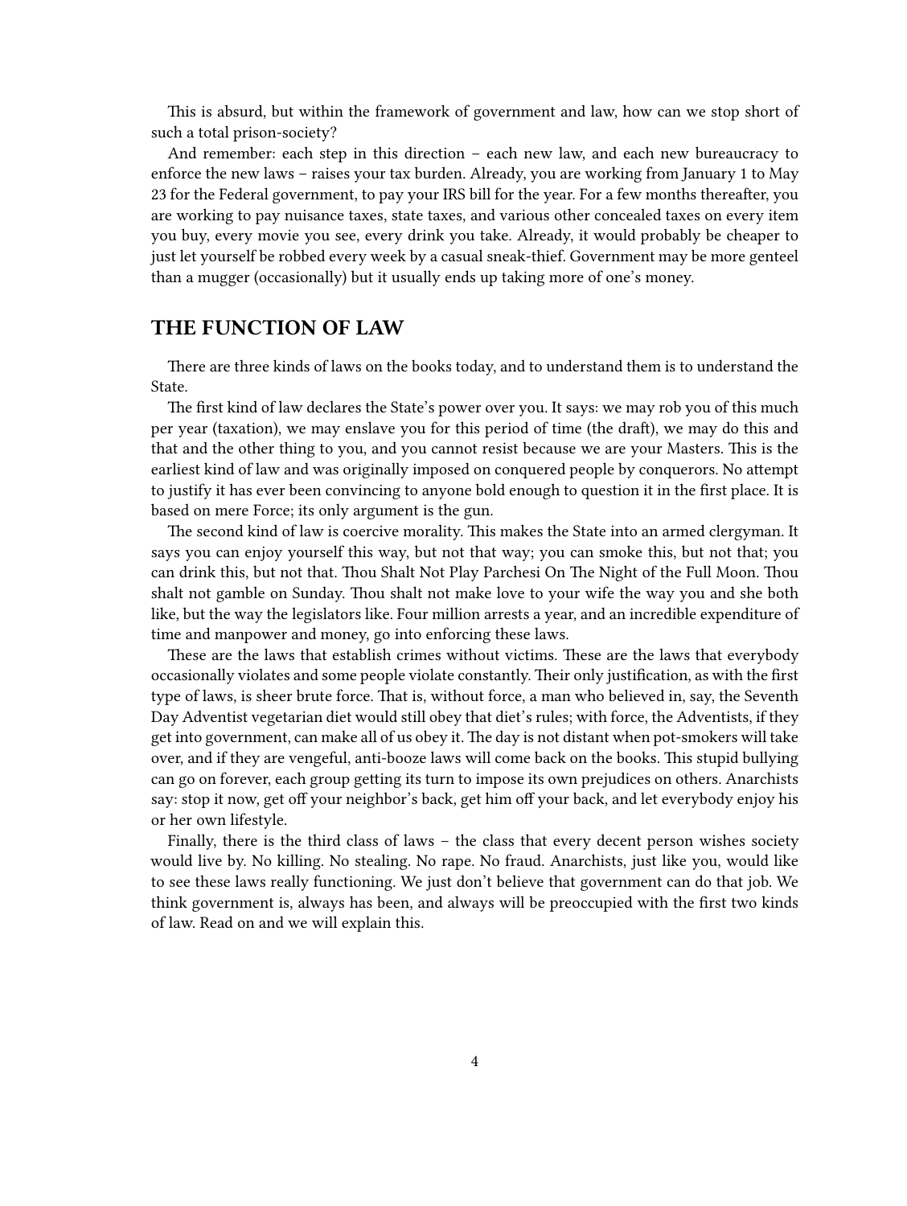This is absurd, but within the framework of government and law, how can we stop short of such a total prison-society?

And remember: each step in this direction – each new law, and each new bureaucracy to enforce the new laws – raises your tax burden. Already, you are working from January 1 to May 23 for the Federal government, to pay your IRS bill for the year. For a few months thereafter, you are working to pay nuisance taxes, state taxes, and various other concealed taxes on every item you buy, every movie you see, every drink you take. Already, it would probably be cheaper to just let yourself be robbed every week by a casual sneak-thief. Government may be more genteel than a mugger (occasionally) but it usually ends up taking more of one's money.

## THE FUNCTION OF LAW

There are three kinds of laws on the books today, and to understand them is to understand the State.

The first kind of law declares the State's power over you. It says: we may rob you of this much per year (taxation), we may enslave you for this period of time (the draft), we may do this and that and the other thing to you, and you cannot resist because we are your Masters. This is the earliest kind of law and was originally imposed on conquered people by conquerors. No attempt to justify it has ever been convincing to anyone bold enough to question it in the first place. It is based on mere Force; its only argument is the gun.

The second kind of law is coercive morality. This makes the State into an armed clergyman. It says you can enjoy yourself this way, but not that way; you can smoke this, but not that; you can drink this, but not that. Thou Shalt Not Play Parchesi On The Night of the Full Moon. Thou shalt not gamble on Sunday. Thou shalt not make love to your wife the way you and she both like, but the way the legislators like. Four million arrests a year, and an incredible expenditure of time and manpower and money, go into enforcing these laws.

These are the laws that establish crimes without victims. These are the laws that everybody occasionally violates and some people violate constantly. Their only justification, as with the first type of laws, is sheer brute force. That is, without force, a man who believed in, say, the Seventh Day Adventist vegetarian diet would still obey that diet's rules; with force, the Adventists, if they get into government, can make all of us obey it. The day is not distant when pot-smokers will take over, and if they are vengeful, anti-booze laws will come back on the books. This stupid bullying can go on forever, each group getting its turn to impose its own prejudices on others. Anarchists say: stop it now, get off your neighbor's back, get him off your back, and let everybody enjoy his or her own lifestyle.

Finally, there is the third class of laws – the class that every decent person wishes society would live by. No killing. No stealing. No rape. No fraud. Anarchists, just like you, would like to see these laws really functioning. We just don't believe that government can do that job. We think government is, always has been, and always will be preoccupied with the first two kinds of law. Read on and we will explain this.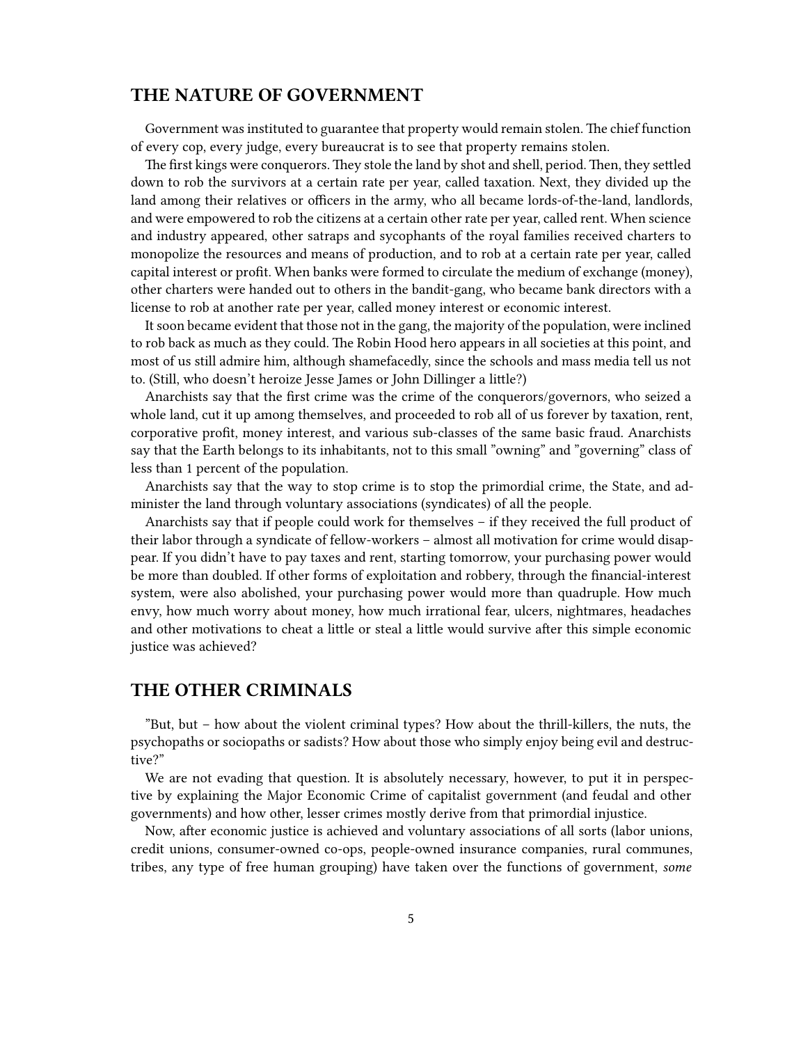## THE NATURE OF GOVERNMENT

Government was instituted to guarantee that property would remain stolen. The chief function of every cop, every judge, every bureaucrat is to see that property remains stolen.

The first kings were conquerors. They stole the land by shot and shell, period. Then, they settled down to rob the survivors at a certain rate per year, called taxation. Next, they divided up the land among their relatives or officers in the army, who all became lords-of-the-land, landlords, and were empowered to rob the citizens at a certain other rate per year, called rent. When science and industry appeared, other satraps and sycophants of the royal families received charters to monopolize the resources and means of production, and to rob at a certain rate per year, called capital interest or profit. When banks were formed to circulate the medium of exchange (money), other charters were handed out to others in the bandit-gang, who became bank directors with a license to rob at another rate per year, called money interest or economic interest.

It soon became evident that those not in the gang, the majority of the population, were inclined to rob back as much as they could. The Robin Hood hero appears in all societies at this point, and most of us still admire him, although shamefacedly, since the schools and mass media tell us not to. (Still, who doesn't heroize Jesse James or John Dillinger a little?)

Anarchists say that the first crime was the crime of the conquerors/governors, who seized a whole land, cut it up among themselves, and proceeded to rob all of us forever by taxation, rent, corporative profit, money interest, and various sub-classes of the same basic fraud. Anarchists say that the Earth belongs to its inhabitants, not to this small "owning" and "governing" class of less than 1 percent of the population.

Anarchists say that the way to stop crime is to stop the primordial crime, the State, and administer the land through voluntary associations (syndicates) of all the people.

Anarchists say that if people could work for themselves – if they received the full product of their labor through a syndicate of fellow-workers – almost all motivation for crime would disappear. If you didn't have to pay taxes and rent, starting tomorrow, your purchasing power would be more than doubled. If other forms of exploitation and robbery, through the financial-interest system, were also abolished, your purchasing power would more than quadruple. How much envy, how much worry about money, how much irrational fear, ulcers, nightmares, headaches and other motivations to cheat a little or steal a little would survive after this simple economic justice was achieved?

## THE OTHER CRIMINALS

"But, but – how about the violent criminal types? How about the thrill-killers, the nuts, the psychopaths or sociopaths or sadists? How about those who simply enjoy being evil and destructive?"

We are not evading that question. It is absolutely necessary, however, to put it in perspective by explaining the Major Economic Crime of capitalist government (and feudal and other governments) and how other, lesser crimes mostly derive from that primordial injustice.

Now, after economic justice is achieved and voluntary associations of all sorts (labor unions, credit unions, consumer-owned co-ops, people-owned insurance companies, rural communes, tribes, any type of free human grouping) have taken over the functions of government, *some*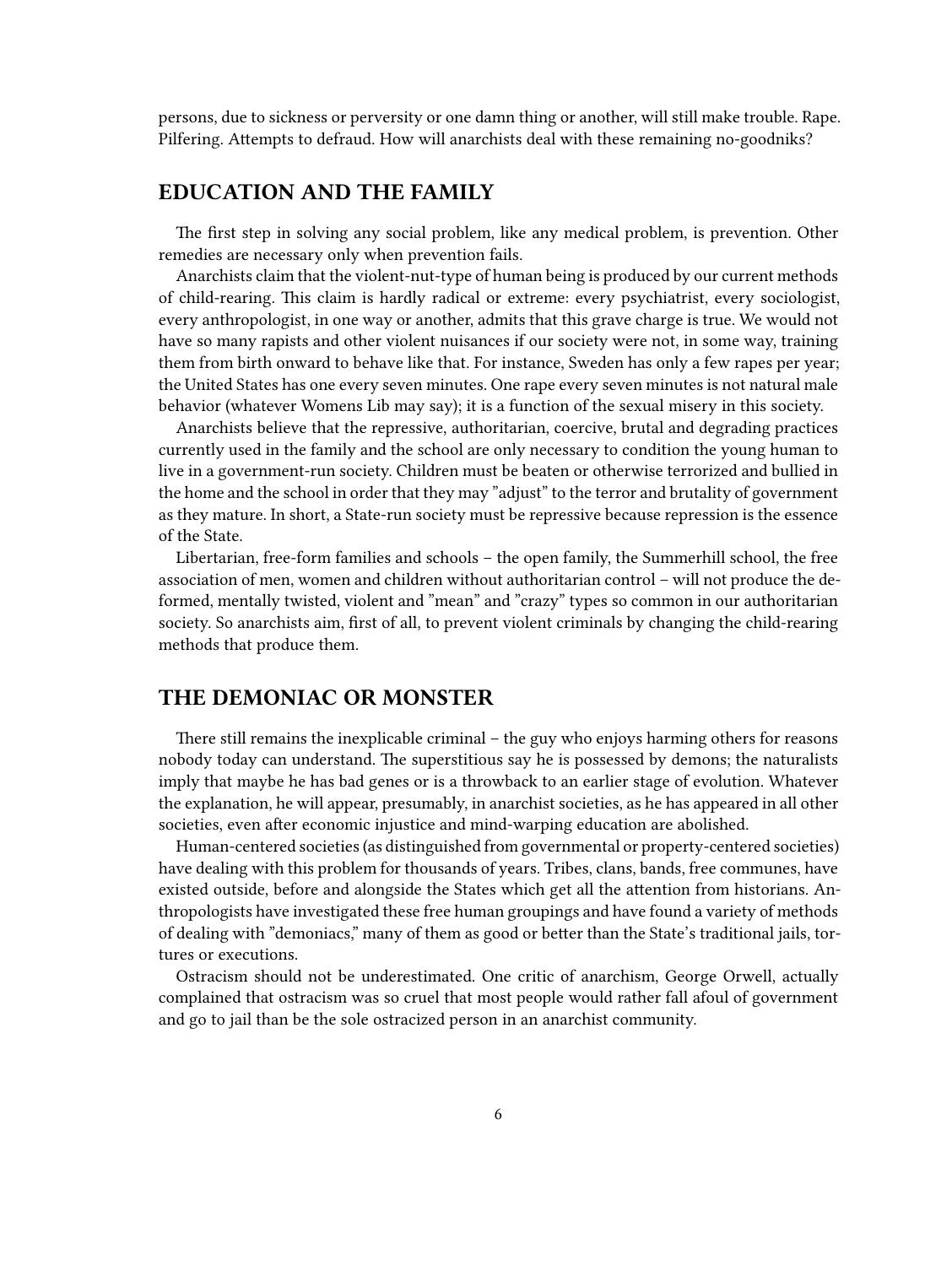persons, due to sickness or perversity or one damn thing or another, will still make trouble. Rape. Pilfering. Attempts to defraud. How will anarchists deal with these remaining no-goodniks?

## EDUCATION AND THE FAMILY

The first step in solving any social problem, like any medical problem, is prevention. Other remedies are necessary only when prevention fails.

Anarchists claim that the violent-nut-type of human being is produced by our current methods of child-rearing. This claim is hardly radical or extreme: every psychiatrist, every sociologist, every anthropologist, in one way or another, admits that this grave charge is true. We would not have so many rapists and other violent nuisances if our society were not, in some way, training them from birth onward to behave like that. For instance, Sweden has only a few rapes per year; the United States has one every seven minutes. One rape every seven minutes is not natural male behavior (whatever Womens Lib may say); it is a function of the sexual misery in this society.

Anarchists believe that the repressive, authoritarian, coercive, brutal and degrading practices currently used in the family and the school are only necessary to condition the young human to live in a government-run society. Children must be beaten or otherwise terrorized and bullied in the home and the school in order that they may "adjust" to the terror and brutality of government as they mature. In short, a State-run society must be repressive because repression is the essence of the State.

Libertarian, free-form families and schools – the open family, the Summerhill school, the free association of men, women and children without authoritarian control – will not produce the deformed, mentally twisted, violent and "mean" and "crazy" types so common in our authoritarian society. So anarchists aim, first of all, to prevent violent criminals by changing the child-rearing methods that produce them.

## THE DEMONIAC OR MONSTER

There still remains the inexplicable criminal – the guy who enjoys harming others for reasons nobody today can understand. The superstitious say he is possessed by demons; the naturalists imply that maybe he has bad genes or is a throwback to an earlier stage of evolution. Whatever the explanation, he will appear, presumably, in anarchist societies, as he has appeared in all other societies, even after economic injustice and mind-warping education are abolished.

Human-centered societies (as distinguished from governmental or property-centered societies) have dealing with this problem for thousands of years. Tribes, clans, bands, free communes, have existed outside, before and alongside the States which get all the attention from historians. Anthropologists have investigated these free human groupings and have found a variety of methods of dealing with "demoniacs," many of them as good or better than the State's traditional jails, tortures or executions.

Ostracism should not be underestimated. One critic of anarchism, George Orwell, actually complained that ostracism was so cruel that most people would rather fall afoul of government and go to jail than be the sole ostracized person in an anarchist community.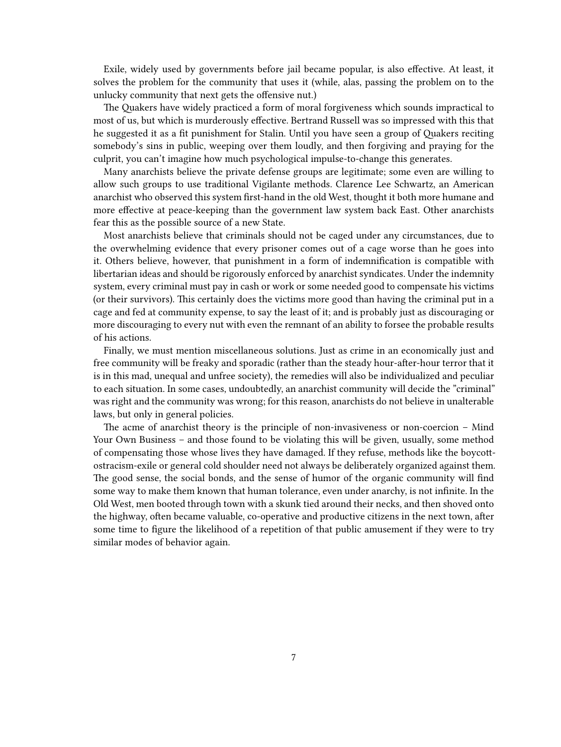Exile, widely used by governments before jail became popular, is also effective. At least, it solves the problem for the community that uses it (while, alas, passing the problem on to the unlucky community that next gets the offensive nut.)

The Quakers have widely practiced a form of moral forgiveness which sounds impractical to most of us, but which is murderously effective. Bertrand Russell was so impressed with this that he suggested it as a fit punishment for Stalin. Until you have seen a group of Quakers reciting somebody's sins in public, weeping over them loudly, and then forgiving and praying for the culprit, you can't imagine how much psychological impulse-to-change this generates.

Many anarchists believe the private defense groups are legitimate; some even are willing to allow such groups to use traditional Vigilante methods. Clarence Lee Schwartz, an American anarchist who observed this system first-hand in the old West, thought it both more humane and more effective at peace-keeping than the government law system back East. Other anarchists fear this as the possible source of a new State.

Most anarchists believe that criminals should not be caged under any circumstances, due to the overwhelming evidence that every prisoner comes out of a cage worse than he goes into it. Others believe, however, that punishment in a form of indemnification is compatible with libertarian ideas and should be rigorously enforced by anarchist syndicates. Under the indemnity system, every criminal must pay in cash or work or some needed good to compensate his victims (or their survivors). This certainly does the victims more good than having the criminal put in a cage and fed at community expense, to say the least of it; and is probably just as discouraging or more discouraging to every nut with even the remnant of an ability to forsee the probable results of his actions.

Finally, we must mention miscellaneous solutions. Just as crime in an economically just and free community will be freaky and sporadic (rather than the steady hour-after-hour terror that it is in this mad, unequal and unfree society), the remedies will also be individualized and peculiar to each situation. In some cases, undoubtedly, an anarchist community will decide the "criminal" was right and the community was wrong; for this reason, anarchists do not believe in unalterable laws, but only in general policies.

The acme of anarchist theory is the principle of non-invasiveness or non-coercion – Mind Your Own Business – and those found to be violating this will be given, usually, some method of compensating those whose lives they have damaged. If they refuse, methods like the boycott-ostracism-exile or general cold shoulder need not always be deliberately organized against them. The good sense, the social bonds, and the sense of humor of the organic community will find some way to make them known that human tolerance, even under anarchy, is not infinite. In the Old West, men booted through town with a skunk tied around their necks, and then shoved onto the highway, often became valuable, co-operative and productive citizens in the next town, after some time to figure the likelihood of a repetition of that public amusement if they were to try similar modes of behavior again.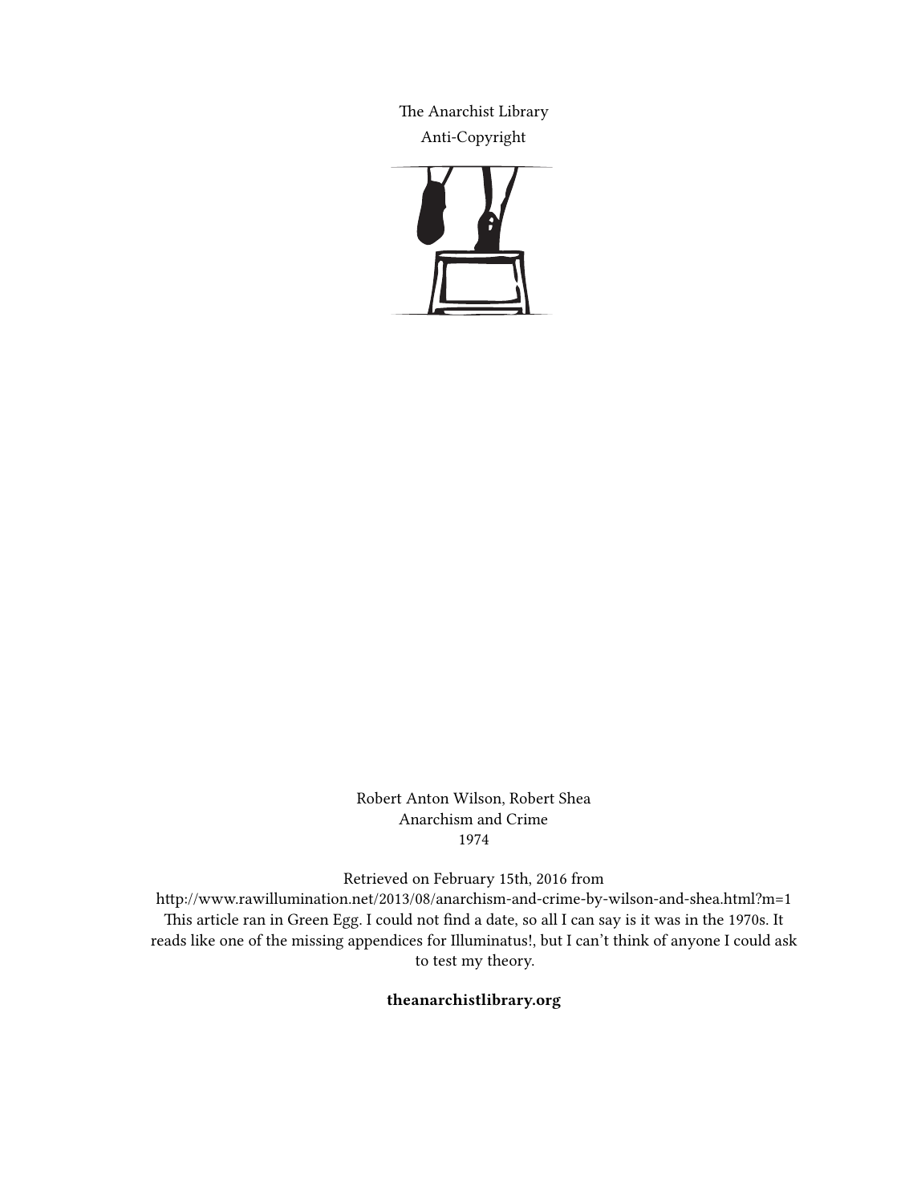The Anarchist Library
Anti-Copyright

Robert Anton Wilson, Robert Shea
Anarchism and Crime
1974

Retrieved on February 15th, 2016 from
http://www.rawillumination.net/2013/08/anarchism-and-crime-by-wilson-and-shea.html?m=1
This article ran in Green Egg. I could not find a date, so all I can say is it was in the 1970s. It reads like one of the missing appendices for Illuminatus!, but I can't think of anyone I could ask to test my theory.

**theanarchistlibrary.org**